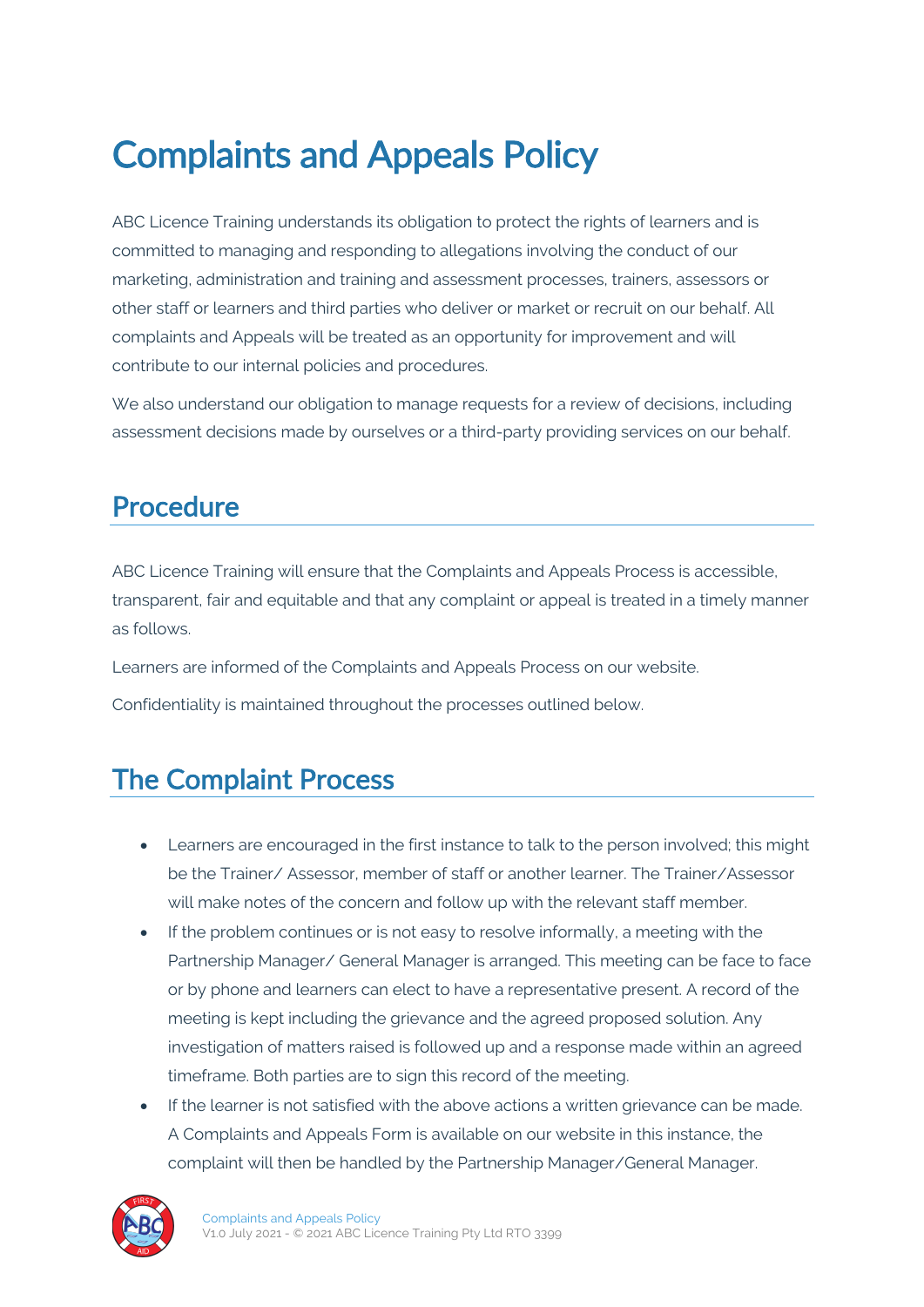# Complaints and Appeals Policy

ABC Licence Training understands its obligation to protect the rights of learners and is committed to managing and responding to allegations involving the conduct of our marketing, administration and training and assessment processes, trainers, assessors or other staff or learners and third parties who deliver or market or recruit on our behalf. All complaints and Appeals will be treated as an opportunity for improvement and will contribute to our internal policies and procedures.

We also understand our obligation to manage requests for a review of decisions, including assessment decisions made by ourselves or a third-party providing services on our behalf.

## Procedure

ABC Licence Training will ensure that the Complaints and Appeals Process is accessible, transparent, fair and equitable and that any complaint or appeal is treated in a timely manner as follows.

Learners are informed of the Complaints and Appeals Process on our website.

Confidentiality is maintained throughout the processes outlined below.

## The Complaint Process

- Learners are encouraged in the first instance to talk to the person involved; this might be the Trainer/ Assessor, member of staff or another learner. The Trainer/Assessor will make notes of the concern and follow up with the relevant staff member.
- If the problem continues or is not easy to resolve informally, a meeting with the Partnership Manager/ General Manager is arranged. This meeting can be face to face or by phone and learners can elect to have a representative present. A record of the meeting is kept including the grievance and the agreed proposed solution. Any investigation of matters raised is followed up and a response made within an agreed timeframe. Both parties are to sign this record of the meeting.
- If the learner is not satisfied with the above actions a written grievance can be made. A Complaints and Appeals Form is available on our website in this instance, the complaint will then be handled by the Partnership Manager/General Manager.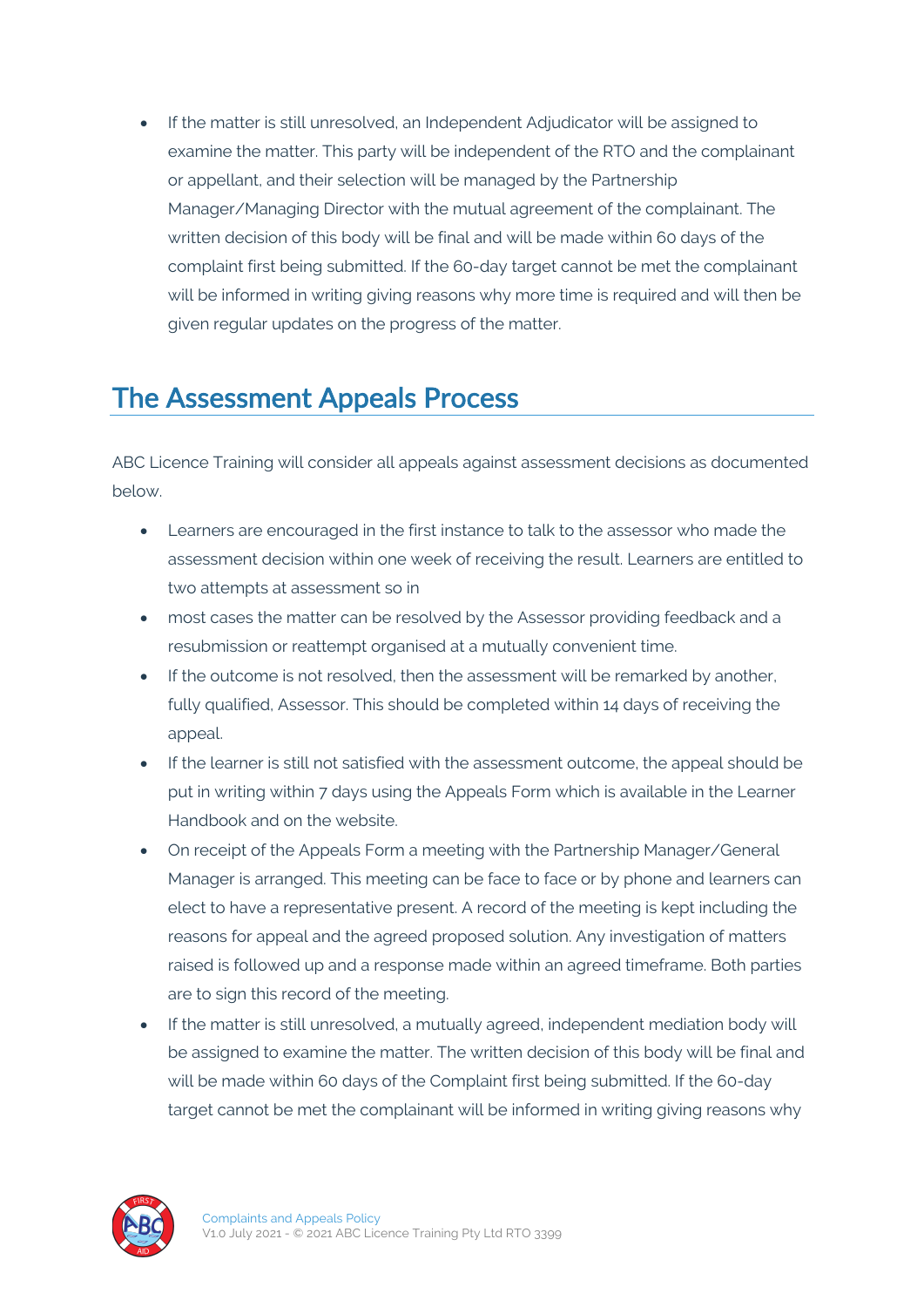- If the matter is still unresolved, an Independent Adjudicator will be assigned to examine the matter. This party will be independent of the RTO and the complainant or appellant, and their selection will be managed by the Partnership Manager/Managing Director with the mutual agreement of the complainant. The written decision of this body will be final and will be made within 60 days of the complaint first being submitted. If the 60-day target cannot be met the complainant will be informed in writing giving reasons why more time is required and will then be given regular updates on the progress of the matter.

## The Assessment Appeals Process

ABC Licence Training will consider all appeals against assessment decisions as documented below.

- Learners are encouraged in the first instance to talk to the assessor who made the assessment decision within one week of receiving the result. Learners are entitled to two attempts at assessment so in
- most cases the matter can be resolved by the Assessor providing feedback and a resubmission or reattempt organised at a mutually convenient time.
- If the outcome is not resolved, then the assessment will be remarked by another, fully qualified, Assessor. This should be completed within 14 days of receiving the appeal.
- If the learner is still not satisfied with the assessment outcome, the appeal should be put in writing within 7 days using the Appeals Form which is available in the Learner Handbook and on the website.
- On receipt of the Appeals Form a meeting with the Partnership Manager/General Manager is arranged. This meeting can be face to face or by phone and learners can elect to have a representative present. A record of the meeting is kept including the reasons for appeal and the agreed proposed solution. Any investigation of matters raised is followed up and a response made within an agreed timeframe. Both parties are to sign this record of the meeting.
- If the matter is still unresolved, a mutually agreed, independent mediation body will be assigned to examine the matter. The written decision of this body will be final and will be made within 60 days of the Complaint first being submitted. If the 60-day target cannot be met the complainant will be informed in writing giving reasons why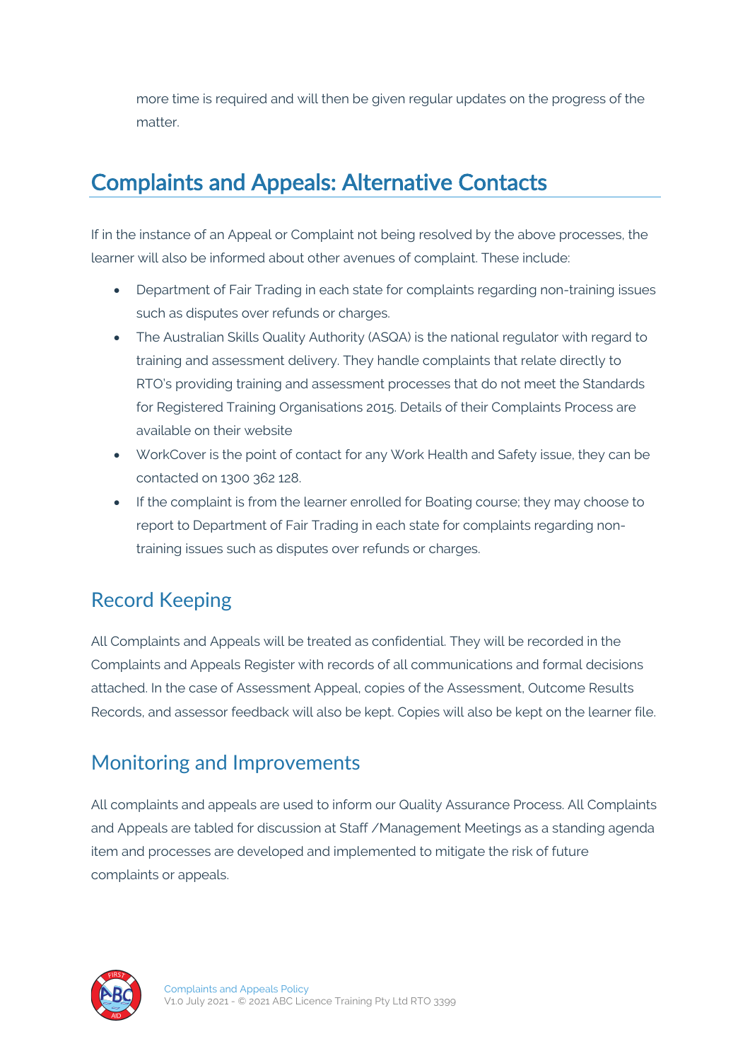more time is required and will then be given regular updates on the progress of the matter.

## Complaints and Appeals: Alternative Contacts

If in the instance of an Appeal or Complaint not being resolved by the above processes, the learner will also be informed about other avenues of complaint. These include:

- Department of Fair Trading in each state for complaints regarding non-training issues such as disputes over refunds or charges.
- The Australian Skills Quality Authority (ASQA) is the national regulator with regard to training and assessment delivery. They handle complaints that relate directly to RTO's providing training and assessment processes that do not meet the Standards for Registered Training Organisations 2015. Details of their Complaints Process are available on their website
- WorkCover is the point of contact for any Work Health and Safety issue, they can be contacted on 1300 362 128.
- If the complaint is from the learner enrolled for Boating course; they may choose to report to Department of Fair Trading in each state for complaints regarding non-training issues such as disputes over refunds or charges.

### Record Keeping

All Complaints and Appeals will be treated as confidential. They will be recorded in the Complaints and Appeals Register with records of all communications and formal decisions attached. In the case of Assessment Appeal, copies of the Assessment, Outcome Results Records, and assessor feedback will also be kept. Copies will also be kept on the learner file.

### Monitoring and Improvements

All complaints and appeals are used to inform our Quality Assurance Process. All Complaints and Appeals are tabled for discussion at Staff /Management Meetings as a standing agenda item and processes are developed and implemented to mitigate the risk of future complaints or appeals.